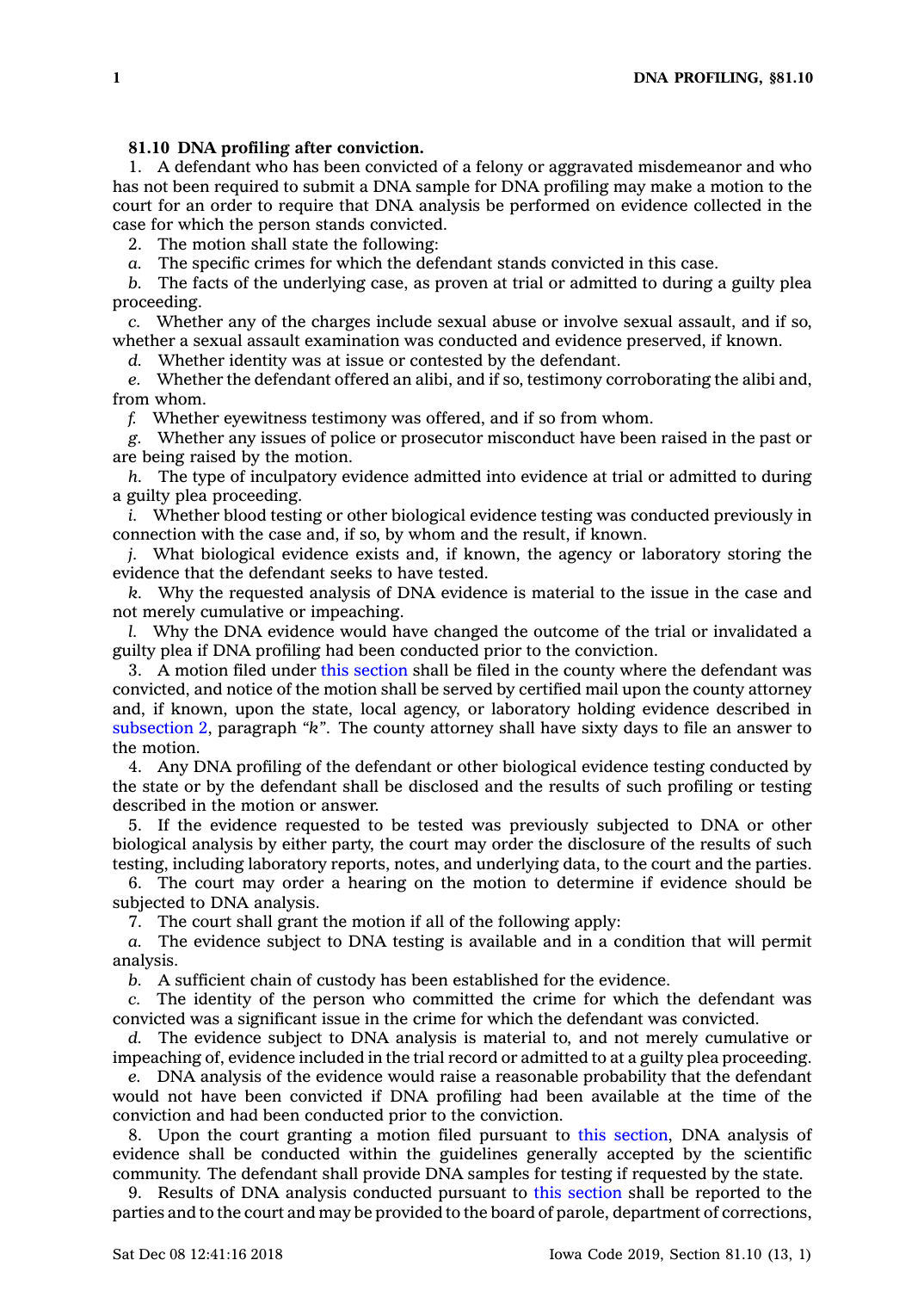**81.10 DNA profiling after conviction.**

1. A defendant who has been convicted of a felony or aggravated misdemeanor and who has not been required to submit a DNA sample for DNA profiling may make a motion to the court for an order to require that DNA analysis be performed on evidence collected in the case for which the person stands convicted.

2. The motion shall state the following:

*a.* The specific crimes for which the defendant stands convicted in this case.

*b.* The facts of the underlying case, as proven at trial or admitted to during a guilty plea proceeding.

*c.* Whether any of the charges include sexual abuse or involve sexual assault, and if so, whether a sexual assault examination was conducted and evidence preserved, if known.

*d.* Whether identity was at issue or contested by the defendant.

*e.* Whether the defendant offered an alibi, and if so, testimony corroborating the alibi and, from whom.

*f.* Whether eyewitness testimony was offered, and if so from whom.

*g.* Whether any issues of police or prosecutor misconduct have been raised in the past or are being raised by the motion.

*h.* The type of inculpatory evidence admitted into evidence at trial or admitted to during a guilty plea proceeding.

*i.* Whether blood testing or other biological evidence testing was conducted previously in connection with the case and, if so, by whom and the result, if known.

*j.* What biological evidence exists and, if known, the agency or laboratory storing the evidence that the defendant seeks to have tested.

*k.* Why the requested analysis of DNA evidence is material to the issue in the case and not merely cumulative or impeaching.

*l.* Why the DNA evidence would have changed the outcome of the trial or invalidated a guilty plea if DNA profiling had been conducted prior to the conviction.

3. A motion filed under this section shall be filed in the county where the defendant was convicted, and notice of the motion shall be served by certified mail upon the county attorney and, if known, upon the state, local agency, or laboratory holding evidence described in subsection 2, paragraph *"k"*. The county attorney shall have sixty days to file an answer to the motion.

4. Any DNA profiling of the defendant or other biological evidence testing conducted by the state or by the defendant shall be disclosed and the results of such profiling or testing described in the motion or answer.

5. If the evidence requested to be tested was previously subjected to DNA or other biological analysis by either party, the court may order the disclosure of the results of such testing, including laboratory reports, notes, and underlying data, to the court and the parties.

6. The court may order a hearing on the motion to determine if evidence should be subjected to DNA analysis.

7. The court shall grant the motion if all of the following apply:

*a.* The evidence subject to DNA testing is available and in a condition that will permit analysis.

*b.* A sufficient chain of custody has been established for the evidence.

*c.* The identity of the person who committed the crime for which the defendant was convicted was a significant issue in the crime for which the defendant was convicted.

*d.* The evidence subject to DNA analysis is material to, and not merely cumulative or impeaching of, evidence included in the trial record or admitted to at a guilty plea proceeding.

*e.* DNA analysis of the evidence would raise a reasonable probability that the defendant would not have been convicted if DNA profiling had been available at the time of the conviction and had been conducted prior to the conviction.

8. Upon the court granting a motion filed pursuant to this section, DNA analysis of evidence shall be conducted within the guidelines generally accepted by the scientific community. The defendant shall provide DNA samples for testing if requested by the state.

9. Results of DNA analysis conducted pursuant to this section shall be reported to the parties and to the court and may be provided to the board of parole, department of corrections,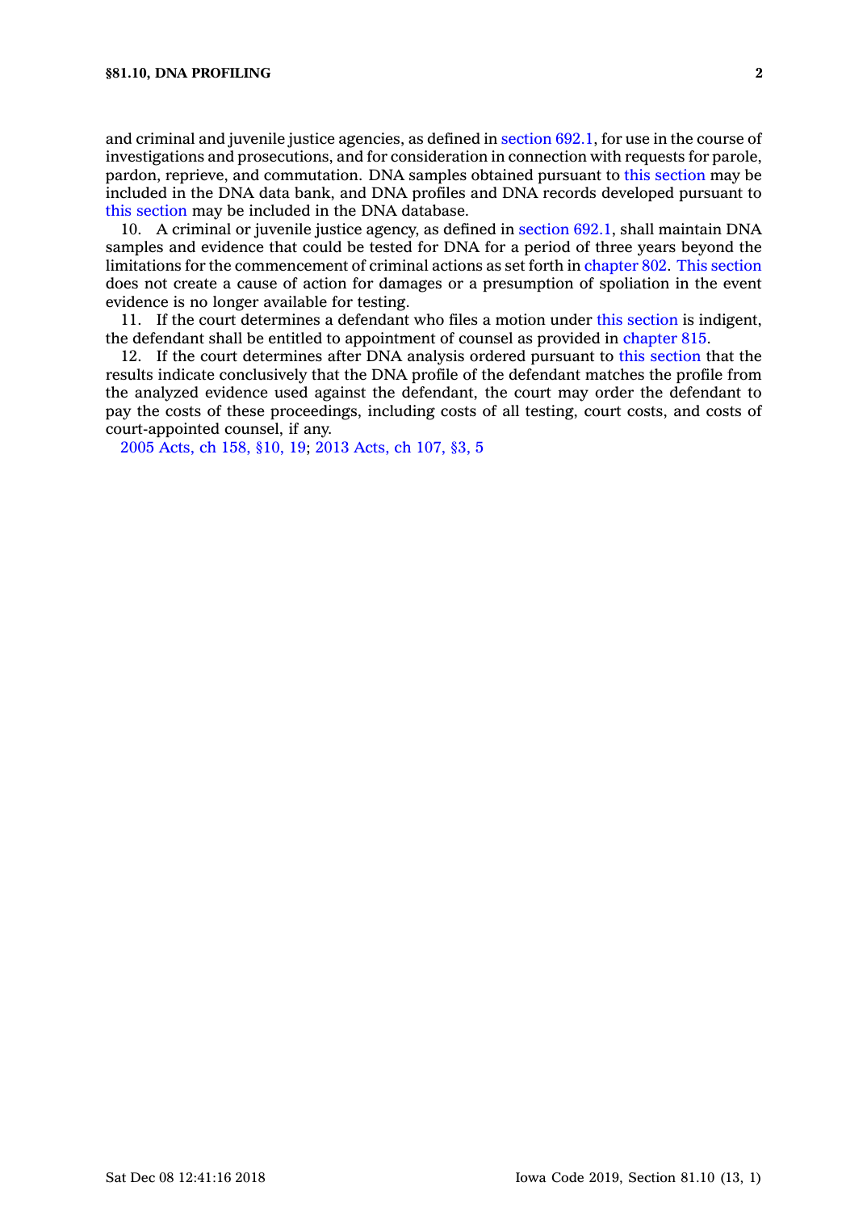and criminal and juvenile justice agencies, as defined in section 692.1, for use in the course of investigations and prosecutions, and for consideration in connection with requests for parole, pardon, reprieve, and commutation. DNA samples obtained pursuant to this section may be included in the DNA data bank, and DNA profiles and DNA records developed pursuant to this section may be included in the DNA database.

10. A criminal or juvenile justice agency, as defined in section 692.1, shall maintain DNA samples and evidence that could be tested for DNA for a period of three years beyond the limitations for the commencement of criminal actions as set forth in chapter 802. This section does not create a cause of action for damages or a presumption of spoliation in the event evidence is no longer available for testing.

11. If the court determines a defendant who files a motion under this section is indigent, the defendant shall be entitled to appointment of counsel as provided in chapter 815.

12. If the court determines after DNA analysis ordered pursuant to this section that the results indicate conclusively that the DNA profile of the defendant matches the profile from the analyzed evidence used against the defendant, the court may order the defendant to pay the costs of these proceedings, including costs of all testing, court costs, and costs of court-appointed counsel, if any.

2005 Acts, ch 158, §10, 19; 2013 Acts, ch 107, §3, 5